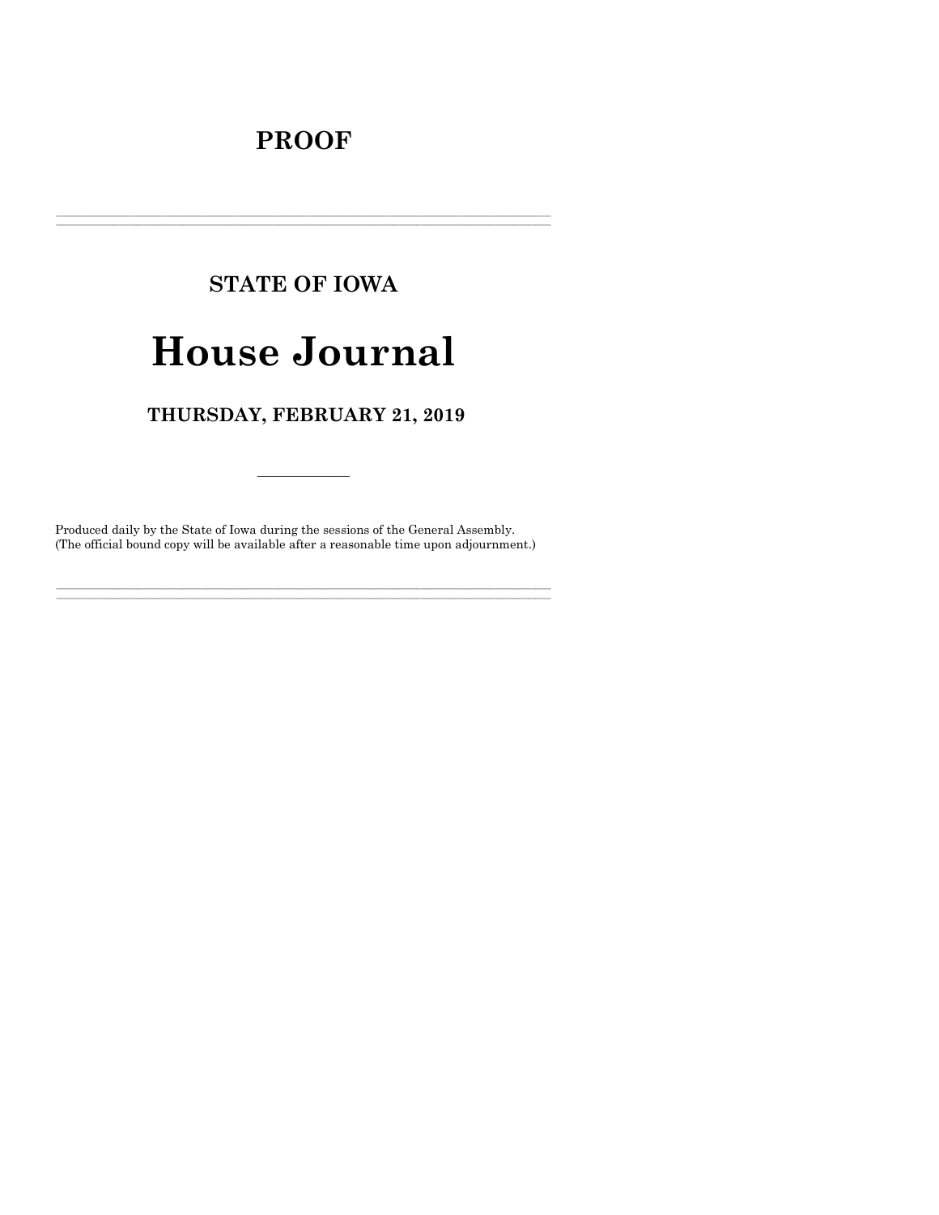# PROOF

---

## STATE OF IOWA

# House Journal

### THURSDAY, FEBRUARY 21, 2019

---

Produced daily by the State of Iowa during the sessions of the General Assembly.
(The official bound copy will be available after a reasonable time upon adjournment.)

---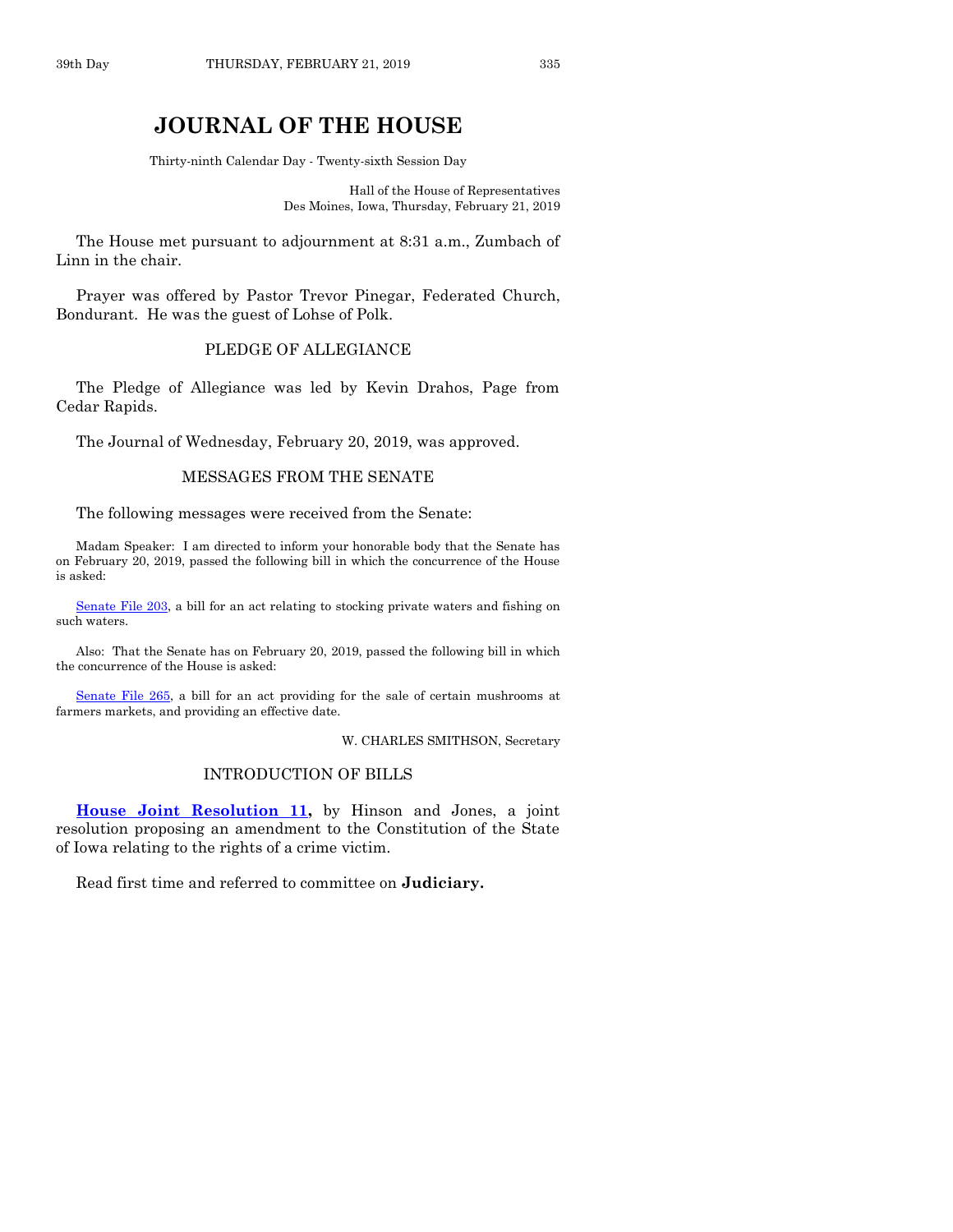# JOURNAL OF THE HOUSE

Thirty-ninth Calendar Day - Twenty-sixth Session Day

Hall of the House of Representatives
Des Moines, Iowa, Thursday, February 21, 2019

The House met pursuant to adjournment at 8:31 a.m., Zumbach of Linn in the chair.

Prayer was offered by Pastor Trevor Pinegar, Federated Church, Bondurant. He was the guest of Lohse of Polk.

## PLEDGE OF ALLEGIANCE

The Pledge of Allegiance was led by Kevin Drahos, Page from Cedar Rapids.

The Journal of Wednesday, February 20, 2019, was approved.

## MESSAGES FROM THE SENATE

The following messages were received from the Senate:

Madam Speaker: I am directed to inform your honorable body that the Senate has on February 20, 2019, passed the following bill in which the concurrence of the House is asked:

Senate File 203, a bill for an act relating to stocking private waters and fishing on such waters.

Also: That the Senate has on February 20, 2019, passed the following bill in which the concurrence of the House is asked:

Senate File 265, a bill for an act providing for the sale of certain mushrooms at farmers markets, and providing an effective date.

W. CHARLES SMITHSON, Secretary

## INTRODUCTION OF BILLS

**House Joint Resolution 11,** by Hinson and Jones, a joint resolution proposing an amendment to the Constitution of the State of Iowa relating to the rights of a crime victim.

Read first time and referred to committee on **Judiciary.**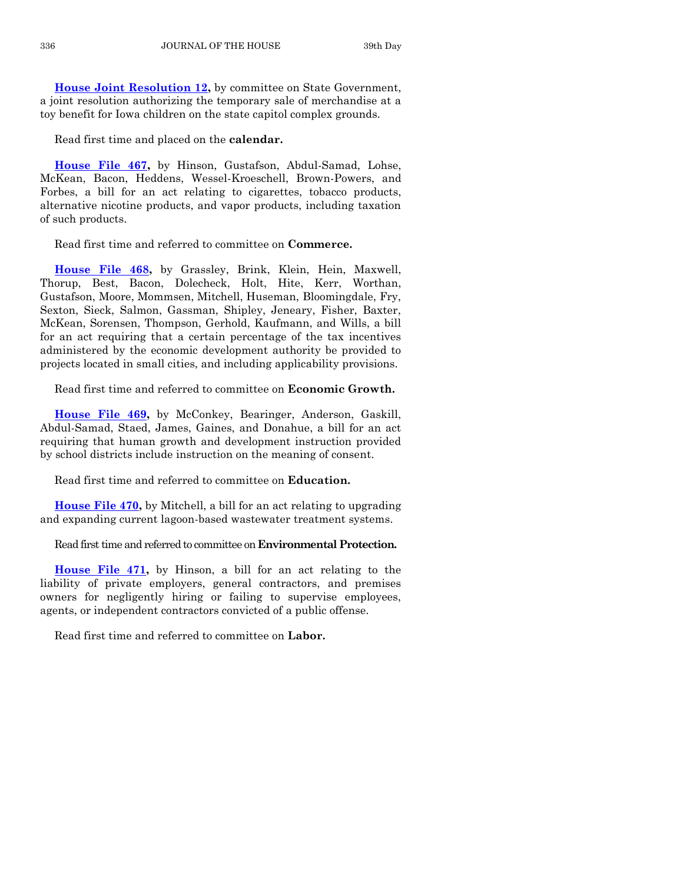**House Joint Resolution 12,** by committee on State Government, a joint resolution authorizing the temporary sale of merchandise at a toy benefit for Iowa children on the state capitol complex grounds.

Read first time and placed on the **calendar.**

**House File 467,** by Hinson, Gustafson, Abdul-Samad, Lohse, McKean, Bacon, Heddens, Wessel-Kroeschell, Brown-Powers, and Forbes, a bill for an act relating to cigarettes, tobacco products, alternative nicotine products, and vapor products, including taxation of such products.

Read first time and referred to committee on **Commerce.**

**House File 468,** by Grassley, Brink, Klein, Hein, Maxwell, Thorup, Best, Bacon, Dolecheck, Holt, Hite, Kerr, Worthan, Gustafson, Moore, Mommsen, Mitchell, Huseman, Bloomingdale, Fry, Sexton, Sieck, Salmon, Gassman, Shipley, Jeneary, Fisher, Baxter, McKean, Sorensen, Thompson, Gerhold, Kaufmann, and Wills, a bill for an act requiring that a certain percentage of the tax incentives administered by the economic development authority be provided to projects located in small cities, and including applicability provisions.

Read first time and referred to committee on **Economic Growth.**

**House File 469,** by McConkey, Bearinger, Anderson, Gaskill, Abdul-Samad, Staed, James, Gaines, and Donahue, a bill for an act requiring that human growth and development instruction provided by school districts include instruction on the meaning of consent.

Read first time and referred to committee on **Education.**

**House File 470,** by Mitchell, a bill for an act relating to upgrading and expanding current lagoon-based wastewater treatment systems.

Read first time and referred to committee on **Environmental Protection.**

**House File 471,** by Hinson, a bill for an act relating to the liability of private employers, general contractors, and premises owners for negligently hiring or failing to supervise employees, agents, or independent contractors convicted of a public offense.

Read first time and referred to committee on **Labor.**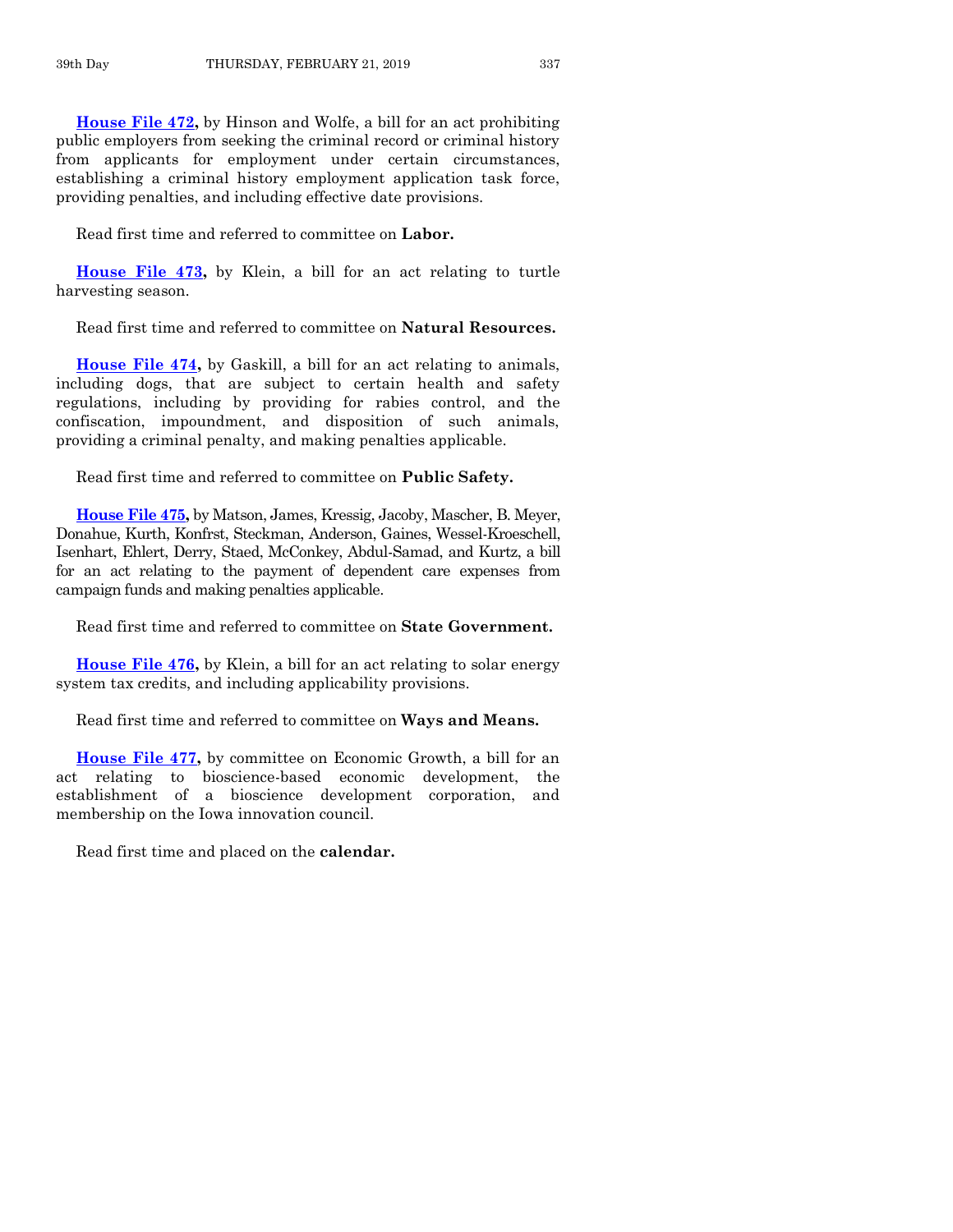**House File 472,** by Hinson and Wolfe, a bill for an act prohibiting public employers from seeking the criminal record or criminal history from applicants for employment under certain circumstances, establishing a criminal history employment application task force, providing penalties, and including effective date provisions.

Read first time and referred to committee on **Labor.**

**House File 473,** by Klein, a bill for an act relating to turtle harvesting season.

Read first time and referred to committee on **Natural Resources.**

**House File 474,** by Gaskill, a bill for an act relating to animals, including dogs, that are subject to certain health and safety regulations, including by providing for rabies control, and the confiscation, impoundment, and disposition of such animals, providing a criminal penalty, and making penalties applicable.

Read first time and referred to committee on **Public Safety.**

**House File 475,** by Matson, James, Kressig, Jacoby, Mascher, B. Meyer, Donahue, Kurth, Konfrst, Steckman, Anderson, Gaines, Wessel-Kroeschell, Isenhart, Ehlert, Derry, Staed, McConkey, Abdul-Samad, and Kurtz, a bill for an act relating to the payment of dependent care expenses from campaign funds and making penalties applicable.

Read first time and referred to committee on **State Government.**

**House File 476,** by Klein, a bill for an act relating to solar energy system tax credits, and including applicability provisions.

Read first time and referred to committee on **Ways and Means.**

**House File 477,** by committee on Economic Growth, a bill for an act relating to bioscience-based economic development, the establishment of a bioscience development corporation, and membership on the Iowa innovation council.

Read first time and placed on the **calendar.**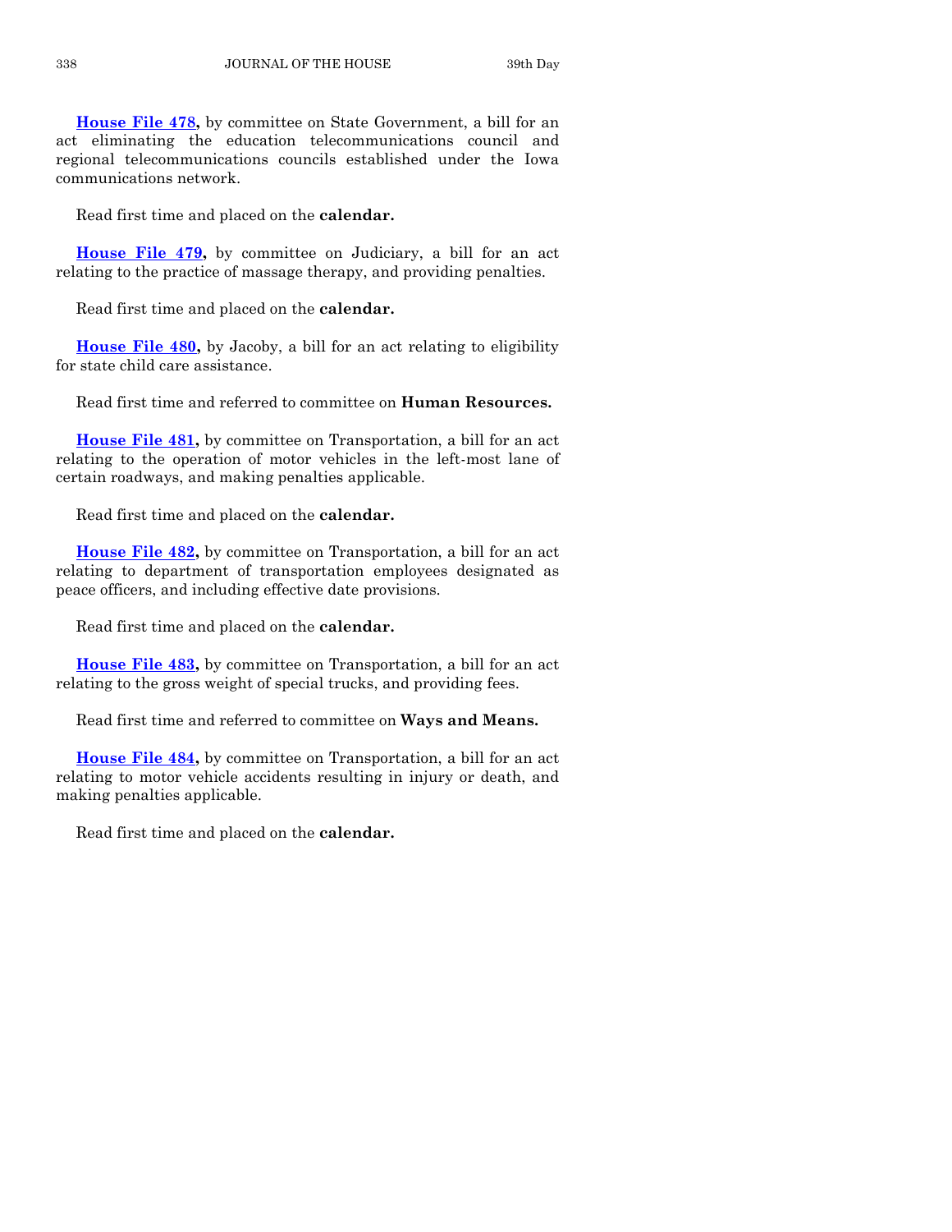**House File 478,** by committee on State Government, a bill for an act eliminating the education telecommunications council and regional telecommunications councils established under the Iowa communications network.

Read first time and placed on the **calendar.**

**House File 479,** by committee on Judiciary, a bill for an act relating to the practice of massage therapy, and providing penalties.

Read first time and placed on the **calendar.**

**House File 480,** by Jacoby, a bill for an act relating to eligibility for state child care assistance.

Read first time and referred to committee on **Human Resources.**

**House File 481,** by committee on Transportation, a bill for an act relating to the operation of motor vehicles in the left-most lane of certain roadways, and making penalties applicable.

Read first time and placed on the **calendar.**

**House File 482,** by committee on Transportation, a bill for an act relating to department of transportation employees designated as peace officers, and including effective date provisions.

Read first time and placed on the **calendar.**

**House File 483,** by committee on Transportation, a bill for an act relating to the gross weight of special trucks, and providing fees.

Read first time and referred to committee on **Ways and Means.**

**House File 484,** by committee on Transportation, a bill for an act relating to motor vehicle accidents resulting in injury or death, and making penalties applicable.

Read first time and placed on the **calendar.**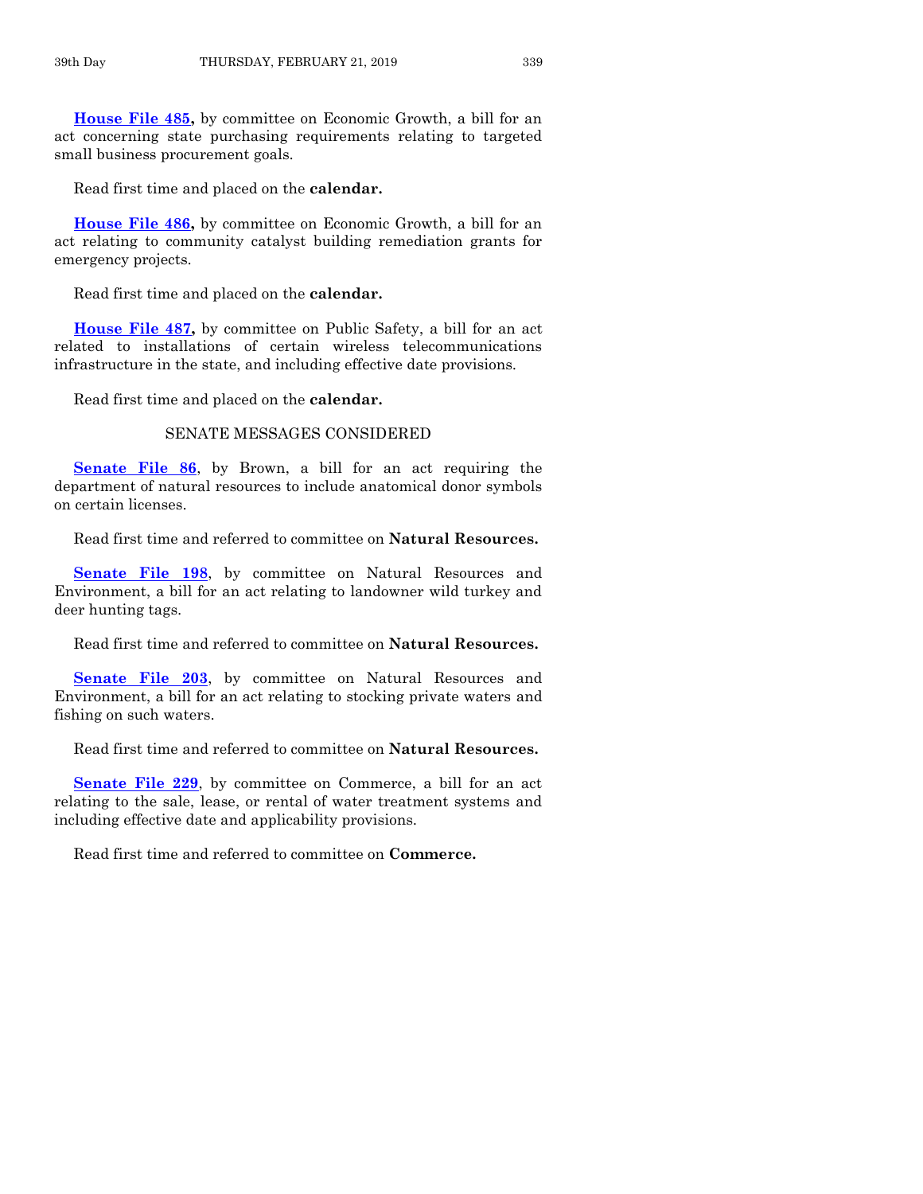**House File 485,** by committee on Economic Growth, a bill for an act concerning state purchasing requirements relating to targeted small business procurement goals.

Read first time and placed on the **calendar.**

**House File 486,** by committee on Economic Growth, a bill for an act relating to community catalyst building remediation grants for emergency projects.

Read first time and placed on the **calendar.**

**House File 487,** by committee on Public Safety, a bill for an act related to installations of certain wireless telecommunications infrastructure in the state, and including effective date provisions.

Read first time and placed on the **calendar.**

## SENATE MESSAGES CONSIDERED

**Senate File 86**, by Brown, a bill for an act requiring the department of natural resources to include anatomical donor symbols on certain licenses.

Read first time and referred to committee on **Natural Resources.**

**Senate File 198**, by committee on Natural Resources and Environment, a bill for an act relating to landowner wild turkey and deer hunting tags.

Read first time and referred to committee on **Natural Resources.**

**Senate File 203**, by committee on Natural Resources and Environment, a bill for an act relating to stocking private waters and fishing on such waters.

Read first time and referred to committee on **Natural Resources.**

**Senate File 229**, by committee on Commerce, a bill for an act relating to the sale, lease, or rental of water treatment systems and including effective date and applicability provisions.

Read first time and referred to committee on **Commerce.**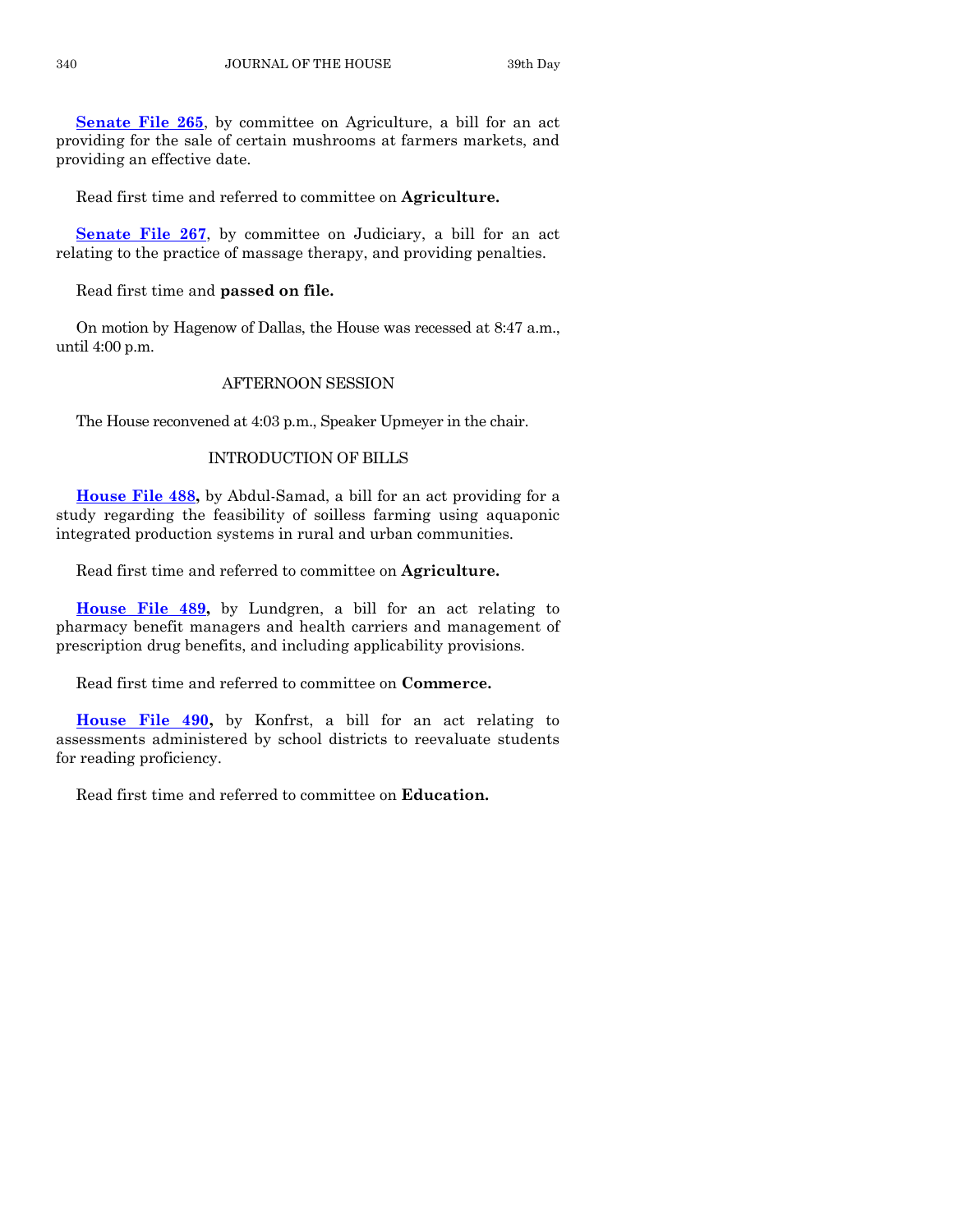**Senate File 265**, by committee on Agriculture, a bill for an act providing for the sale of certain mushrooms at farmers markets, and providing an effective date.

Read first time and referred to committee on **Agriculture.**

**Senate File 267**, by committee on Judiciary, a bill for an act relating to the practice of massage therapy, and providing penalties.

Read first time and **passed on file.**

On motion by Hagenow of Dallas, the House was recessed at 8:47 a.m., until 4:00 p.m.

## AFTERNOON SESSION

The House reconvened at 4:03 p.m., Speaker Upmeyer in the chair.

## INTRODUCTION OF BILLS

**House File 488,** by Abdul-Samad, a bill for an act providing for a study regarding the feasibility of soilless farming using aquaponic integrated production systems in rural and urban communities.

Read first time and referred to committee on **Agriculture.**

**House File 489,** by Lundgren, a bill for an act relating to pharmacy benefit managers and health carriers and management of prescription drug benefits, and including applicability provisions.

Read first time and referred to committee on **Commerce.**

**House File 490,** by Konfrst, a bill for an act relating to assessments administered by school districts to reevaluate students for reading proficiency.

Read first time and referred to committee on **Education.**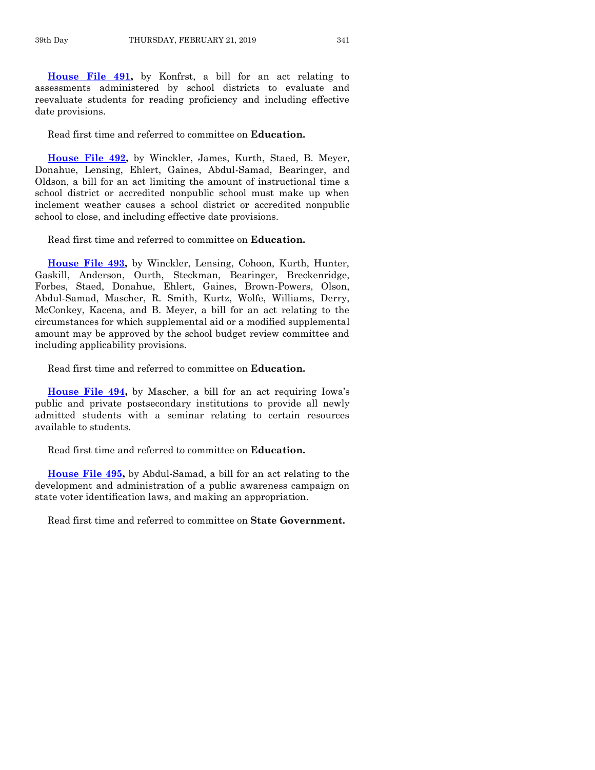**House File 491,** by Konfrst, a bill for an act relating to assessments administered by school districts to evaluate and reevaluate students for reading proficiency and including effective date provisions.

Read first time and referred to committee on **Education.**

**House File 492,** by Winckler, James, Kurth, Staed, B. Meyer, Donahue, Lensing, Ehlert, Gaines, Abdul-Samad, Bearinger, and Oldson, a bill for an act limiting the amount of instructional time a school district or accredited nonpublic school must make up when inclement weather causes a school district or accredited nonpublic school to close, and including effective date provisions.

Read first time and referred to committee on **Education.**

**House File 493,** by Winckler, Lensing, Cohoon, Kurth, Hunter, Gaskill, Anderson, Ourth, Steckman, Bearinger, Breckenridge, Forbes, Staed, Donahue, Ehlert, Gaines, Brown-Powers, Olson, Abdul-Samad, Mascher, R. Smith, Kurtz, Wolfe, Williams, Derry, McConkey, Kacena, and B. Meyer, a bill for an act relating to the circumstances for which supplemental aid or a modified supplemental amount may be approved by the school budget review committee and including applicability provisions.

Read first time and referred to committee on **Education.**

**House File 494,** by Mascher, a bill for an act requiring Iowa's public and private postsecondary institutions to provide all newly admitted students with a seminar relating to certain resources available to students.

Read first time and referred to committee on **Education.**

**House File 495,** by Abdul-Samad, a bill for an act relating to the development and administration of a public awareness campaign on state voter identification laws, and making an appropriation.

Read first time and referred to committee on **State Government.**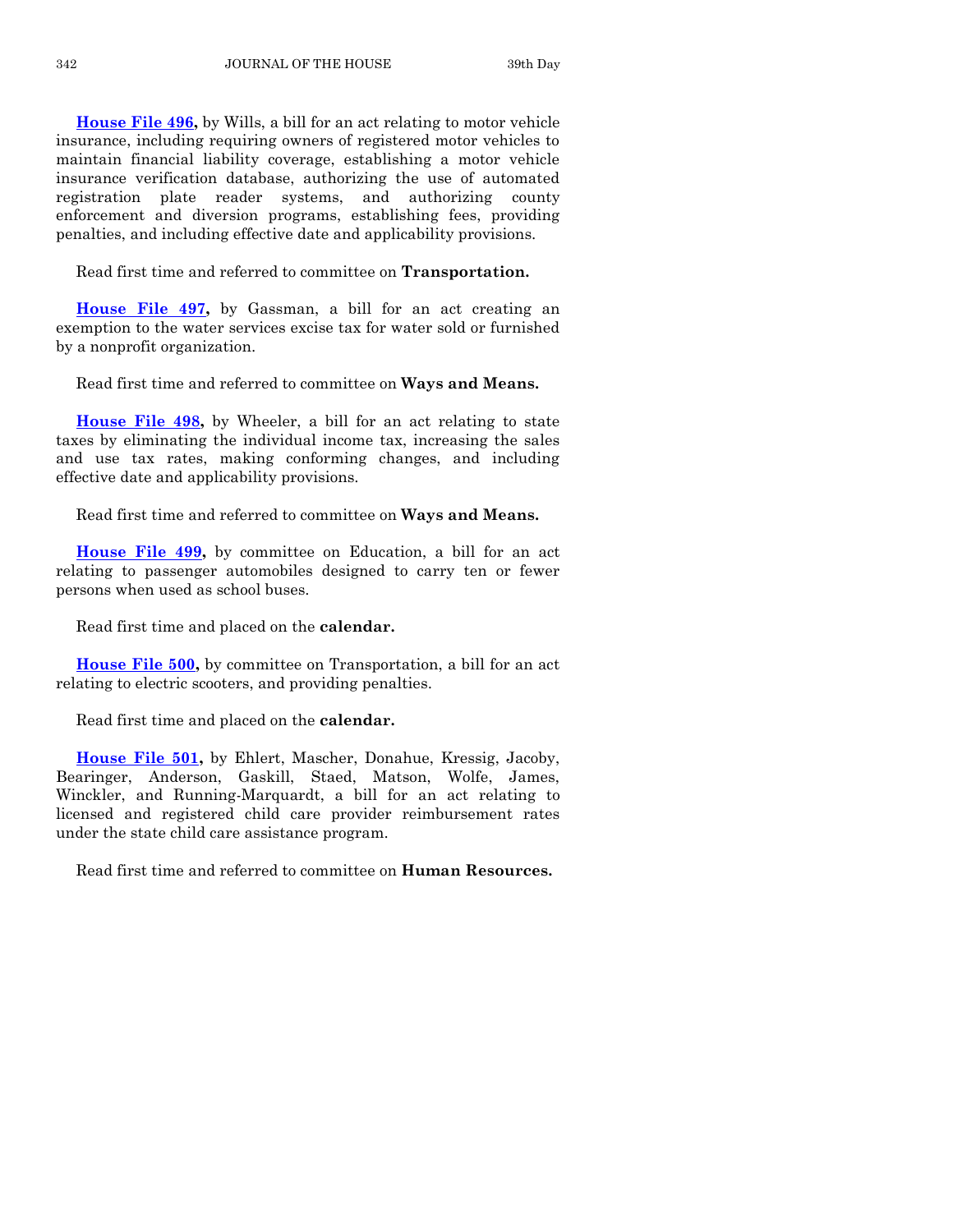**House File 496,** by Wills, a bill for an act relating to motor vehicle insurance, including requiring owners of registered motor vehicles to maintain financial liability coverage, establishing a motor vehicle insurance verification database, authorizing the use of automated registration plate reader systems, and authorizing county enforcement and diversion programs, establishing fees, providing penalties, and including effective date and applicability provisions.

Read first time and referred to committee on **Transportation.**

**House File 497,** by Gassman, a bill for an act creating an exemption to the water services excise tax for water sold or furnished by a nonprofit organization.

Read first time and referred to committee on **Ways and Means.**

**House File 498,** by Wheeler, a bill for an act relating to state taxes by eliminating the individual income tax, increasing the sales and use tax rates, making conforming changes, and including effective date and applicability provisions.

Read first time and referred to committee on **Ways and Means.**

**House File 499,** by committee on Education, a bill for an act relating to passenger automobiles designed to carry ten or fewer persons when used as school buses.

Read first time and placed on the **calendar.**

**House File 500,** by committee on Transportation, a bill for an act relating to electric scooters, and providing penalties.

Read first time and placed on the **calendar.**

**House File 501,** by Ehlert, Mascher, Donahue, Kressig, Jacoby, Bearinger, Anderson, Gaskill, Staed, Matson, Wolfe, James, Winckler, and Running-Marquardt, a bill for an act relating to licensed and registered child care provider reimbursement rates under the state child care assistance program.

Read first time and referred to committee on **Human Resources.**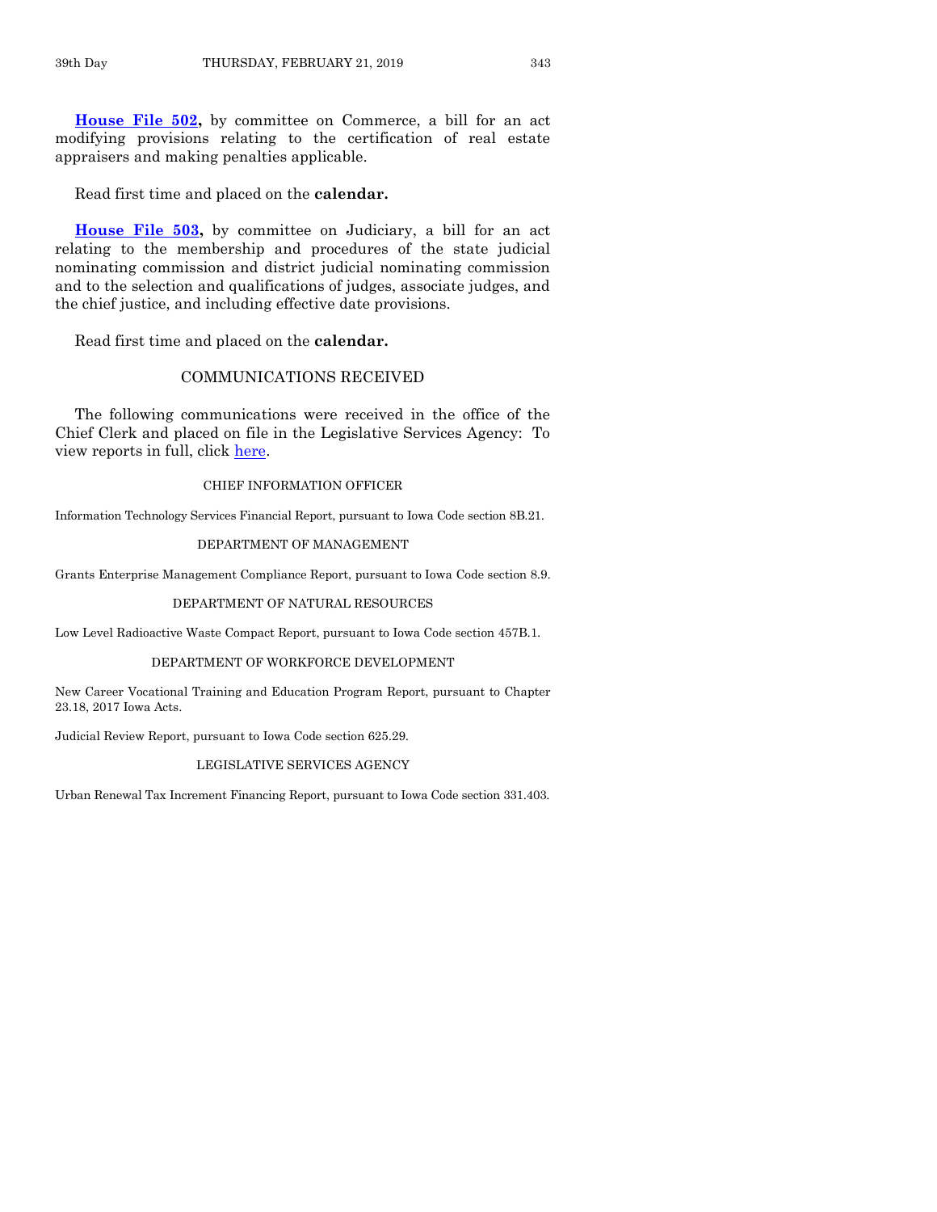**House File 502,** by committee on Commerce, a bill for an act modifying provisions relating to the certification of real estate appraisers and making penalties applicable.

Read first time and placed on the **calendar.**

**House File 503,** by committee on Judiciary, a bill for an act relating to the membership and procedures of the state judicial nominating commission and district judicial nominating commission and to the selection and qualifications of judges, associate judges, and the chief justice, and including effective date provisions.

Read first time and placed on the **calendar.**

## COMMUNICATIONS RECEIVED

The following communications were received in the office of the Chief Clerk and placed on file in the Legislative Services Agency: To view reports in full, click here.

### CHIEF INFORMATION OFFICER

Information Technology Services Financial Report, pursuant to Iowa Code section 8B.21.

### DEPARTMENT OF MANAGEMENT

Grants Enterprise Management Compliance Report, pursuant to Iowa Code section 8.9.

### DEPARTMENT OF NATURAL RESOURCES

Low Level Radioactive Waste Compact Report, pursuant to Iowa Code section 457B.1.

### DEPARTMENT OF WORKFORCE DEVELOPMENT

New Career Vocational Training and Education Program Report, pursuant to Chapter 23.18, 2017 Iowa Acts.

Judicial Review Report, pursuant to Iowa Code section 625.29.

### LEGISLATIVE SERVICES AGENCY

Urban Renewal Tax Increment Financing Report, pursuant to Iowa Code section 331.403.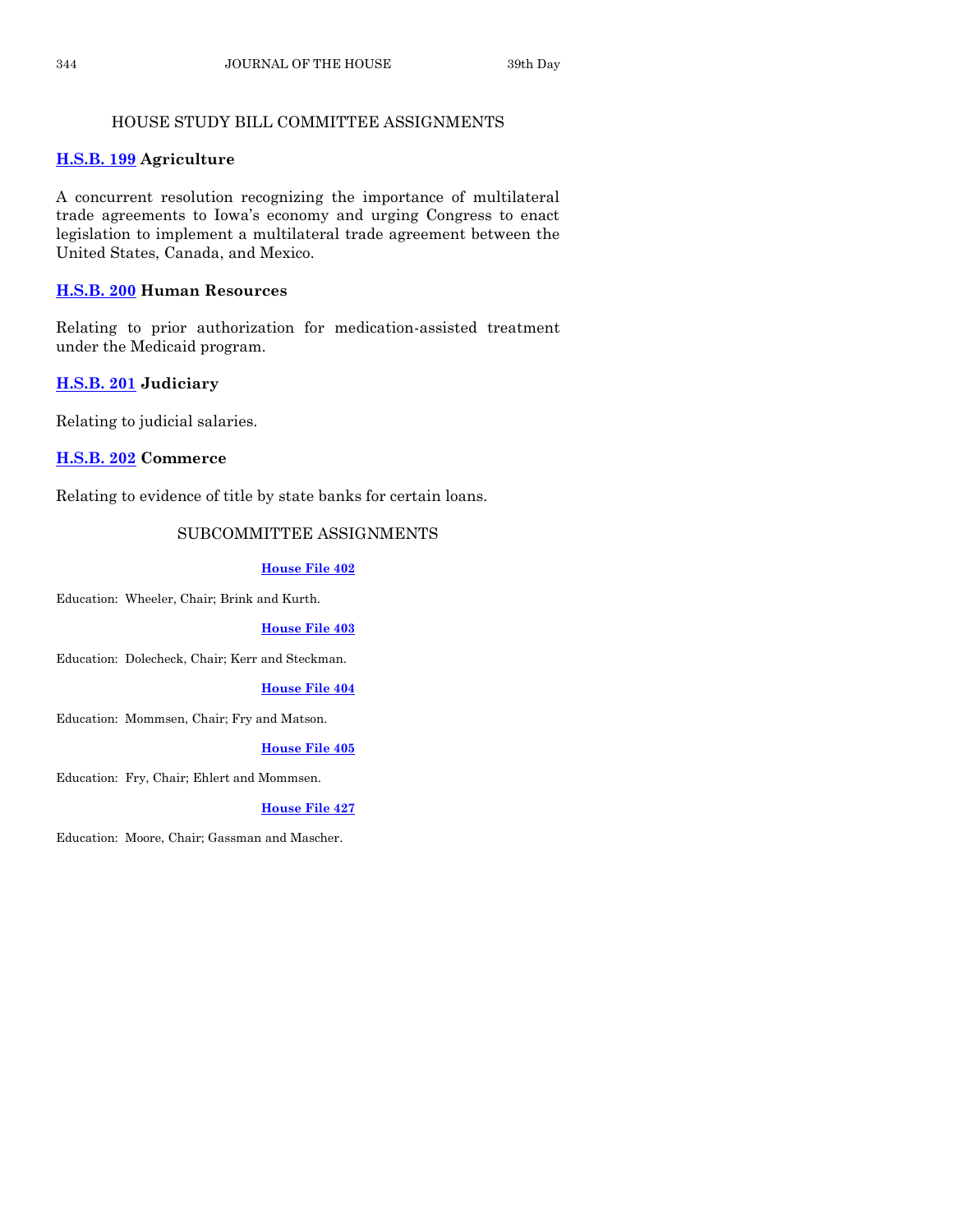## HOUSE STUDY BILL COMMITTEE ASSIGNMENTS

**H.S.B. 199 Agriculture**

A concurrent resolution recognizing the importance of multilateral trade agreements to Iowa's economy and urging Congress to enact legislation to implement a multilateral trade agreement between the United States, Canada, and Mexico.

**H.S.B. 200 Human Resources**

Relating to prior authorization for medication-assisted treatment under the Medicaid program.

**H.S.B. 201 Judiciary**

Relating to judicial salaries.

**H.S.B. 202 Commerce**

Relating to evidence of title by state banks for certain loans.

## SUBCOMMITTEE ASSIGNMENTS

**House File 402**

Education: Wheeler, Chair; Brink and Kurth.

**House File 403**

Education: Dolecheck, Chair; Kerr and Steckman.

**House File 404**

Education: Mommsen, Chair; Fry and Matson.

**House File 405**

Education: Fry, Chair; Ehlert and Mommsen.

**House File 427**

Education: Moore, Chair; Gassman and Mascher.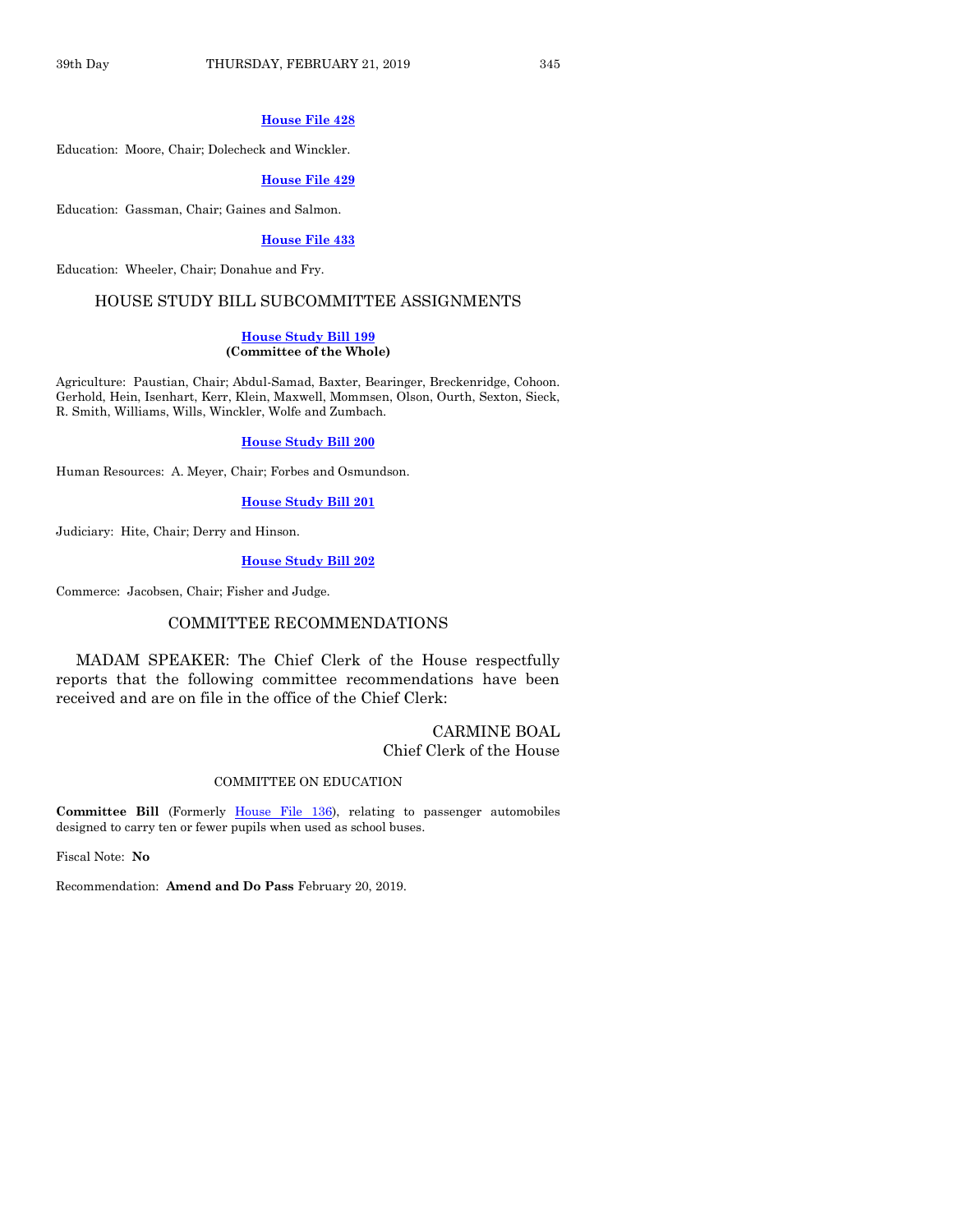**House File 428**

Education: Moore, Chair; Dolecheck and Winckler.

**House File 429**

Education: Gassman, Chair; Gaines and Salmon.

**House File 433**

Education: Wheeler, Chair; Donahue and Fry.

## HOUSE STUDY BILL SUBCOMMITTEE ASSIGNMENTS

**House Study Bill 199**
**(Committee of the Whole)**

Agriculture: Paustian, Chair; Abdul-Samad, Baxter, Bearinger, Breckenridge, Cohoon. Gerhold, Hein, Isenhart, Kerr, Klein, Maxwell, Mommsen, Olson, Ourth, Sexton, Sieck, R. Smith, Williams, Wills, Winckler, Wolfe and Zumbach.

**House Study Bill 200**

Human Resources: A. Meyer, Chair; Forbes and Osmundson.

**House Study Bill 201**

Judiciary: Hite, Chair; Derry and Hinson.

**House Study Bill 202**

Commerce: Jacobsen, Chair; Fisher and Judge.

## COMMITTEE RECOMMENDATIONS

MADAM SPEAKER: The Chief Clerk of the House respectfully reports that the following committee recommendations have been received and are on file in the office of the Chief Clerk:

CARMINE BOAL
Chief Clerk of the House

### COMMITTEE ON EDUCATION

**Committee Bill** (Formerly House File 136), relating to passenger automobiles designed to carry ten or fewer pupils when used as school buses.

Fiscal Note: **No**

Recommendation: **Amend and Do Pass** February 20, 2019.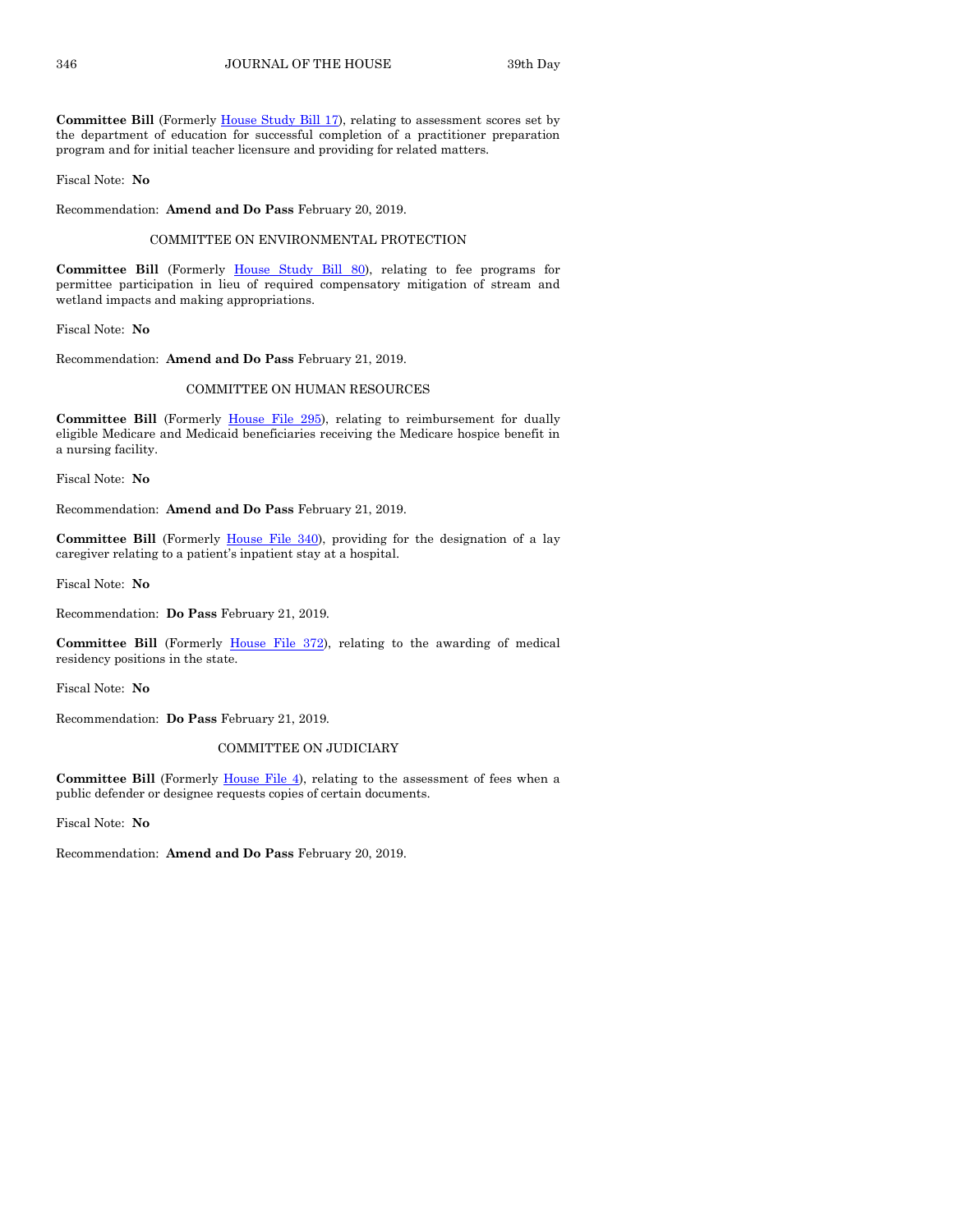**Committee Bill** (Formerly House Study Bill 17), relating to assessment scores set by the department of education for successful completion of a practitioner preparation program and for initial teacher licensure and providing for related matters.

Fiscal Note: **No**

Recommendation: **Amend and Do Pass** February 20, 2019.

COMMITTEE ON ENVIRONMENTAL PROTECTION

**Committee Bill** (Formerly House Study Bill 80), relating to fee programs for permittee participation in lieu of required compensatory mitigation of stream and wetland impacts and making appropriations.

Fiscal Note: **No**

Recommendation: **Amend and Do Pass** February 21, 2019.

COMMITTEE ON HUMAN RESOURCES

**Committee Bill** (Formerly House File 295), relating to reimbursement for dually eligible Medicare and Medicaid beneficiaries receiving the Medicare hospice benefit in a nursing facility.

Fiscal Note: **No**

Recommendation: **Amend and Do Pass** February 21, 2019.

**Committee Bill** (Formerly House File 340), providing for the designation of a lay caregiver relating to a patient's inpatient stay at a hospital.

Fiscal Note: **No**

Recommendation: **Do Pass** February 21, 2019.

**Committee Bill** (Formerly House File 372), relating to the awarding of medical residency positions in the state.

Fiscal Note: **No**

Recommendation: **Do Pass** February 21, 2019.

COMMITTEE ON JUDICIARY

**Committee Bill** (Formerly House File 4), relating to the assessment of fees when a public defender or designee requests copies of certain documents.

Fiscal Note: **No**

Recommendation: **Amend and Do Pass** February 20, 2019.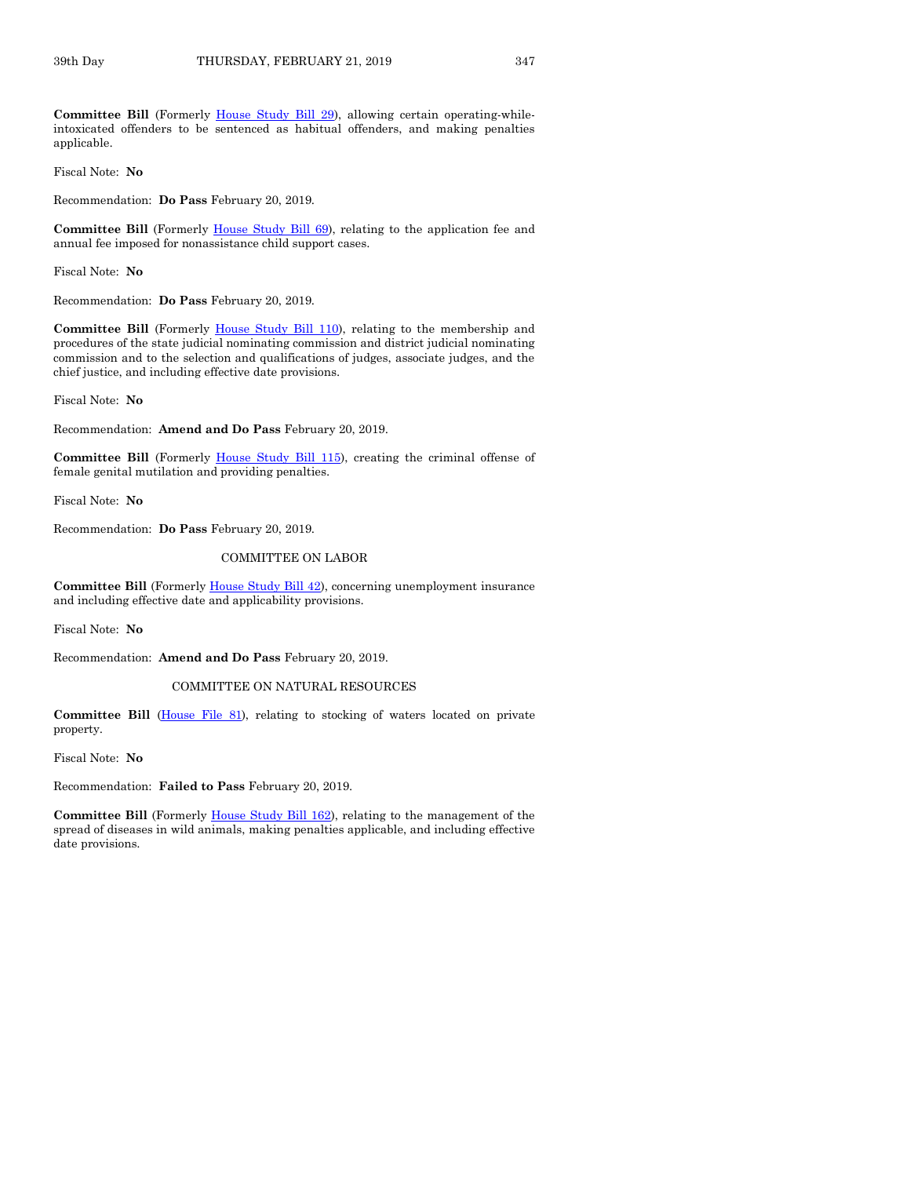**Committee Bill** (Formerly House Study Bill 29), allowing certain operating-while-intoxicated offenders to be sentenced as habitual offenders, and making penalties applicable.

Fiscal Note: **No**

Recommendation: **Do Pass** February 20, 2019.

**Committee Bill** (Formerly House Study Bill 69), relating to the application fee and annual fee imposed for nonassistance child support cases.

Fiscal Note: **No**

Recommendation: **Do Pass** February 20, 2019.

**Committee Bill** (Formerly House Study Bill 110), relating to the membership and procedures of the state judicial nominating commission and district judicial nominating commission and to the selection and qualifications of judges, associate judges, and the chief justice, and including effective date provisions.

Fiscal Note: **No**

Recommendation: **Amend and Do Pass** February 20, 2019.

**Committee Bill** (Formerly House Study Bill 115), creating the criminal offense of female genital mutilation and providing penalties.

Fiscal Note: **No**

Recommendation: **Do Pass** February 20, 2019.

COMMITTEE ON LABOR

**Committee Bill** (Formerly House Study Bill 42), concerning unemployment insurance and including effective date and applicability provisions.

Fiscal Note: **No**

Recommendation: **Amend and Do Pass** February 20, 2019.

COMMITTEE ON NATURAL RESOURCES

**Committee Bill** (House File 81), relating to stocking of waters located on private property.

Fiscal Note: **No**

Recommendation: **Failed to Pass** February 20, 2019.

**Committee Bill** (Formerly House Study Bill 162), relating to the management of the spread of diseases in wild animals, making penalties applicable, and including effective date provisions.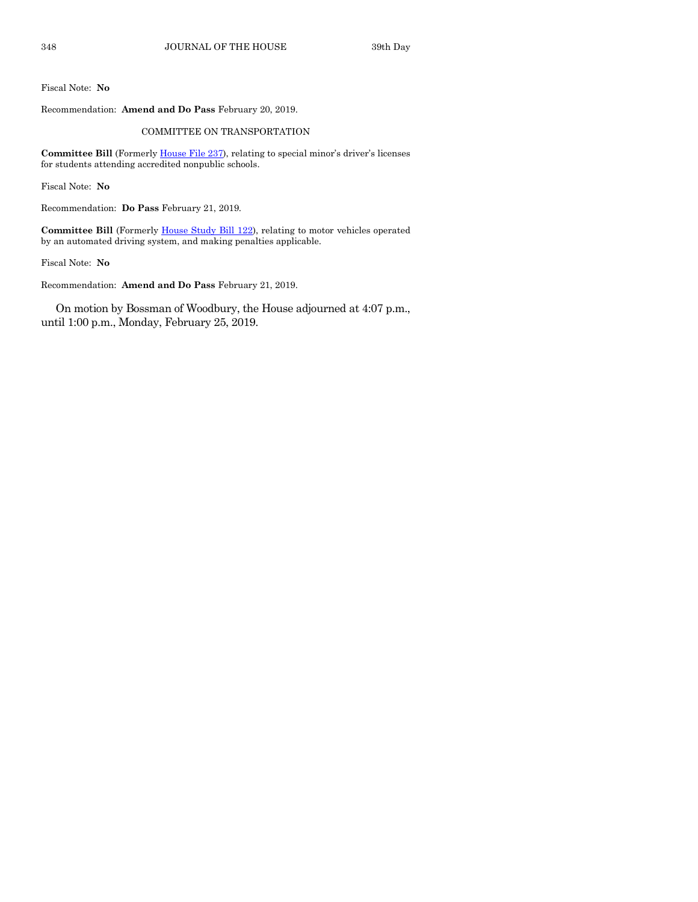Fiscal Note: **No**

Recommendation: **Amend and Do Pass** February 20, 2019.

COMMITTEE ON TRANSPORTATION

**Committee Bill** (Formerly House File 237), relating to special minor's driver's licenses for students attending accredited nonpublic schools.

Fiscal Note: **No**

Recommendation: **Do Pass** February 21, 2019.

**Committee Bill** (Formerly House Study Bill 122), relating to motor vehicles operated by an automated driving system, and making penalties applicable.

Fiscal Note: **No**

Recommendation: **Amend and Do Pass** February 21, 2019.

On motion by Bossman of Woodbury, the House adjourned at 4:07 p.m., until 1:00 p.m., Monday, February 25, 2019.